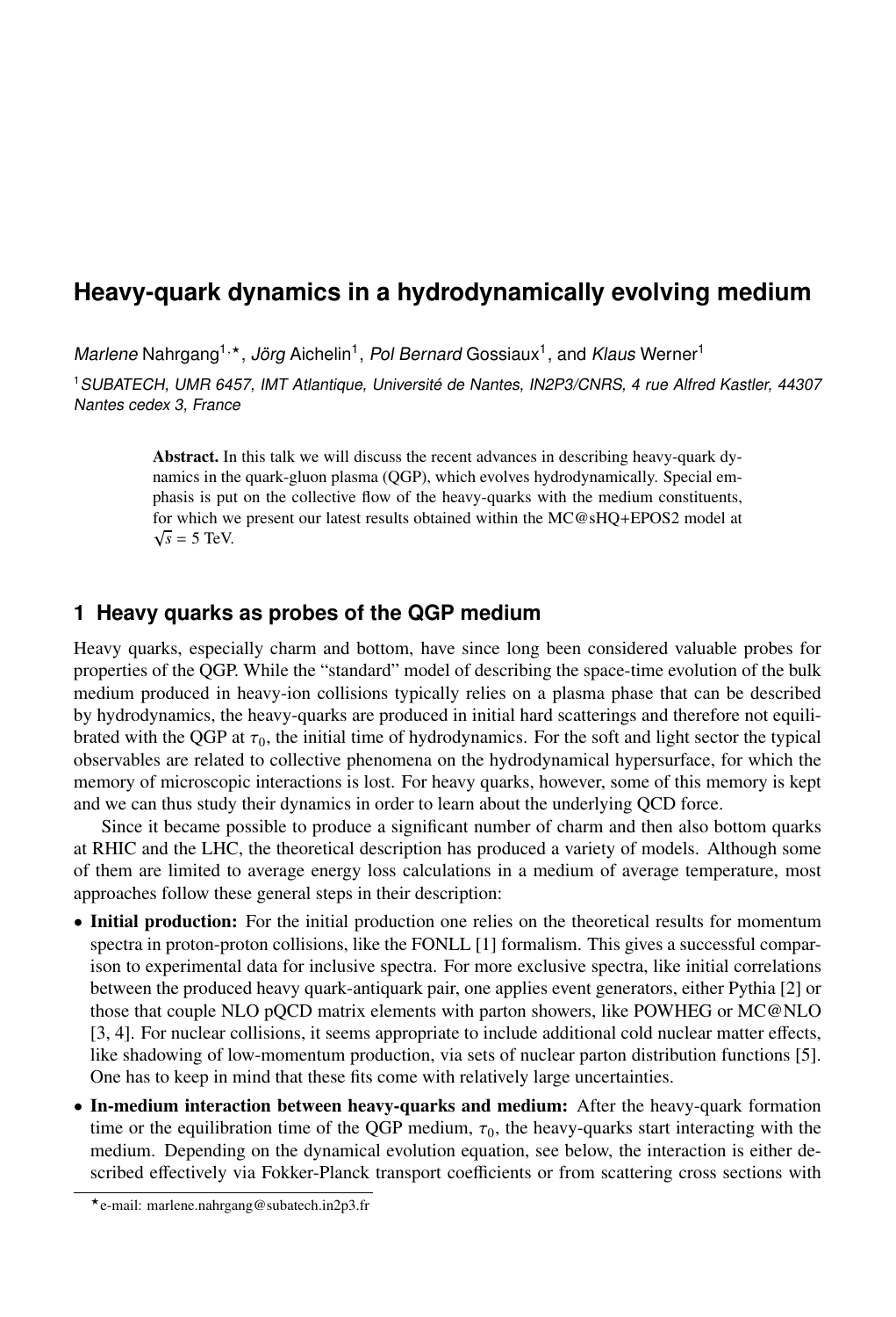# Heavy-quark dynamics in a hydrodynamically evolving medium

*Marlene* Nahrgang[1,⋆], *Jörg* Aichelin[1], *Pol Bernard* Gossiaux[1], and *Klaus* Werner[1]

[1] *SUBATECH, UMR 6457, IMT Atlantique, Université de Nantes, IN2P3/CNRS, 4 rue Alfred Kastler, 44307 Nantes cedex 3, France*

**Abstract.** In this talk we will discuss the recent advances in describing heavy-quark dynamics in the quark-gluon plasma (QGP), which evolves hydrodynamically. Special emphasis is put on the collective flow of the heavy-quarks with the medium constituents, for which we present our latest results obtained within the MC@sHQ+EPOS2 model at $\sqrt{s} = 5$ TeV.

## 1 Heavy quarks as probes of the QGP medium

Heavy quarks, especially charm and bottom, have since long been considered valuable probes for properties of the QGP. While the "standard" model of describing the space-time evolution of the bulk medium produced in heavy-ion collisions typically relies on a plasma phase that can be described by hydrodynamics, the heavy-quarks are produced in initial hard scatterings and therefore not equilibrated with the QGP at $\tau_0$, the initial time of hydrodynamics. For the soft and light sector the typical observables are related to collective phenomena on the hydrodynamical hypersurface, for which the memory of microscopic interactions is lost. For heavy quarks, however, some of this memory is kept and we can thus study their dynamics in order to learn about the underlying QCD force.

Since it became possible to produce a significant number of charm and then also bottom quarks at RHIC and the LHC, the theoretical description has produced a variety of models. Although some of them are limited to average energy loss calculations in a medium of average temperature, most approaches follow these general steps in their description:

- **Initial production:** For the initial production one relies on the theoretical results for momentum spectra in proton-proton collisions, like the FONLL [1] formalism. This gives a successful comparison to experimental data for inclusive spectra. For more exclusive spectra, like initial correlations between the produced heavy quark-antiquark pair, one applies event generators, either Pythia [2] or those that couple NLO pQCD matrix elements with parton showers, like POWHEG or MC@NLO [3, 4]. For nuclear collisions, it seems appropriate to include additional cold nuclear matter effects, like shadowing of low-momentum production, via sets of nuclear parton distribution functions [5]. One has to keep in mind that these fits come with relatively large uncertainties.
- **In-medium interaction between heavy-quarks and medium:** After the heavy-quark formation time or the equilibration time of the QGP medium, $\tau_0$, the heavy-quarks start interacting with the medium. Depending on the dynamical evolution equation, see below, the interaction is either described effectively via Fokker-Planck transport coefficients or from scattering cross sections with

⋆e-mail: marlene.nahrgang@subatech.in2p3.fr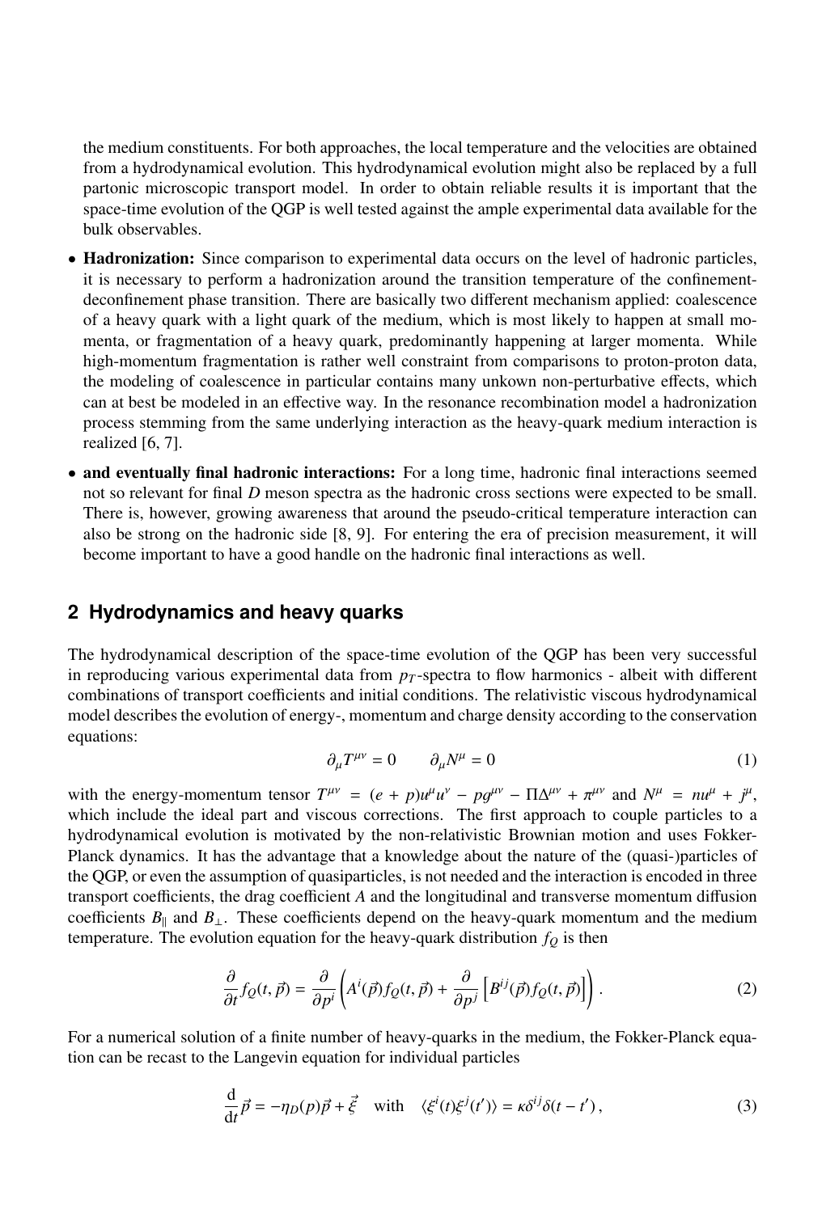the medium constituents. For both approaches, the local temperature and the velocities are obtained from a hydrodynamical evolution. This hydrodynamical evolution might also be replaced by a full partonic microscopic transport model. In order to obtain reliable results it is important that the space-time evolution of the QGP is well tested against the ample experimental data available for the bulk observables.

- **Hadronization:** Since comparison to experimental data occurs on the level of hadronic particles, it is necessary to perform a hadronization around the transition temperature of the confinement-deconfinement phase transition. There are basically two different mechanism applied: coalescence of a heavy quark with a light quark of the medium, which is most likely to happen at small momenta, or fragmentation of a heavy quark, predominantly happening at larger momenta. While high-momentum fragmentation is rather well constraint from comparisons to proton-proton data, the modeling of coalescence in particular contains many unkown non-perturbative effects, which can at best be modeled in an effective way. In the resonance recombination model a hadronization process stemming from the same underlying interaction as the heavy-quark medium interaction is realized [6, 7].
- **and eventually final hadronic interactions:** For a long time, hadronic final interactions seemed not so relevant for final $D$ meson spectra as the hadronic cross sections were expected to be small. There is, however, growing awareness that around the pseudo-critical temperature interaction can also be strong on the hadronic side [8, 9]. For entering the era of precision measurement, it will become important to have a good handle on the hadronic final interactions as well.

## 2 Hydrodynamics and heavy quarks

The hydrodynamical description of the space-time evolution of the QGP has been very successful in reproducing various experimental data from $p_T$-spectra to flow harmonics - albeit with different combinations of transport coefficients and initial conditions. The relativistic viscous hydrodynamical model describes the evolution of energy-, momentum and charge density according to the conservation equations:

$$\partial_\mu T^{\mu\nu} = 0 \qquad \partial_\mu N^\mu = 0 \tag{1}$$

with the energy-momentum tensor $T^{\mu\nu} = (e+p)u^\mu u^\nu - pg^{\mu\nu} - \Pi\Delta^{\mu\nu} + \pi^{\mu\nu}$ and $N^\mu = nu^\mu + j^\mu$, which include the ideal part and viscous corrections. The first approach to couple particles to a hydrodynamical evolution is motivated by the non-relativistic Brownian motion and uses Fokker-Planck dynamics. It has the advantage that a knowledge about the nature of the (quasi-)particles of the QGP, or even the assumption of quasiparticles, is not needed and the interaction is encoded in three transport coefficients, the drag coefficient $A$ and the longitudinal and transverse momentum diffusion coefficients $B_\parallel$ and $B_\perp$. These coefficients depend on the heavy-quark momentum and the medium temperature. The evolution equation for the heavy-quark distribution $f_Q$ is then

$$\frac{\partial}{\partial t} f_Q(t,\vec{p}) = \frac{\partial}{\partial p^i}\left( A^i(\vec{p}) f_Q(t,\vec{p}) + \frac{\partial}{\partial p^j}\left[ B^{ij}(\vec{p}) f_Q(t,\vec{p}) \right] \right). \tag{2}$$

For a numerical solution of a finite number of heavy-quarks in the medium, the Fokker-Planck equation can be recast to the Langevin equation for individual particles

$$\frac{\mathrm{d}}{\mathrm{d}t}\vec{p} = -\eta_D(p)\vec{p} + \vec{\xi} \quad \text{with} \quad \langle \xi^i(t)\xi^j(t')\rangle = \kappa\delta^{ij}\delta(t-t'), \tag{3}$$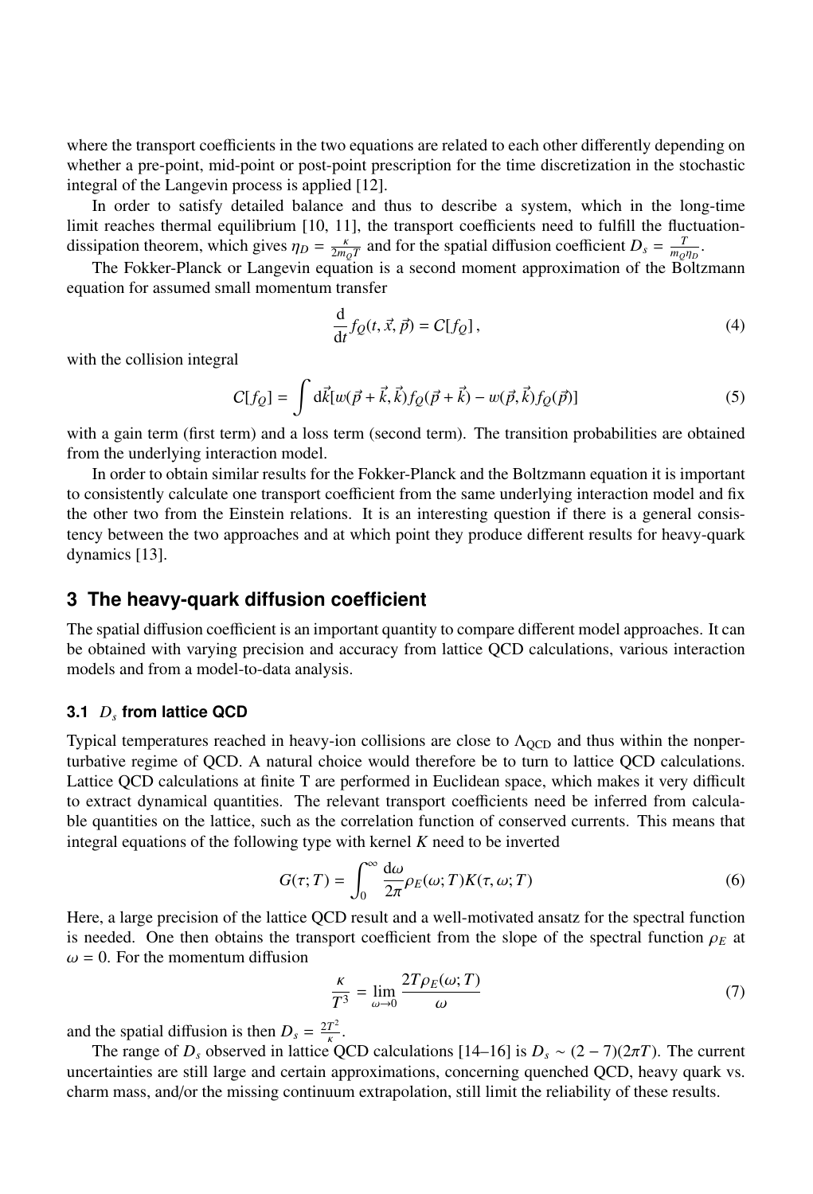where the transport coefficients in the two equations are related to each other differently depending on whether a pre-point, mid-point or post-point prescription for the time discretization in the stochastic integral of the Langevin process is applied [12].

In order to satisfy detailed balance and thus to describe a system, which in the long-time limit reaches thermal equilibrium [10, 11], the transport coefficients need to fulfill the fluctuation-dissipation theorem, which gives $\eta_D = \frac{\kappa}{2m_Q T}$ and for the spatial diffusion coefficient $D_s = \frac{T}{m_Q \eta_D}$.

The Fokker-Planck or Langevin equation is a second moment approximation of the Boltzmann equation for assumed small momentum transfer

$$\frac{\mathrm{d}}{\mathrm{d}t} f_Q(t, \vec{x}, \vec{p}) = C[f_Q]\,, \tag{4}$$

with the collision integral

$$C[f_Q] = \int \mathrm{d}\vec{k}[w(\vec{p}+\vec{k}, \vec{k}) f_Q(\vec{p}+\vec{k}) - w(\vec{p}, \vec{k}) f_Q(\vec{p})] \tag{5}$$

with a gain term (first term) and a loss term (second term). The transition probabilities are obtained from the underlying interaction model.

In order to obtain similar results for the Fokker-Planck and the Boltzmann equation it is important to consistently calculate one transport coefficient from the same underlying interaction model and fix the other two from the Einstein relations. It is an interesting question if there is a general consistency between the two approaches and at which point they produce different results for heavy-quark dynamics [13].

## 3 The heavy-quark diffusion coefficient

The spatial diffusion coefficient is an important quantity to compare different model approaches. It can be obtained with varying precision and accuracy from lattice QCD calculations, various interaction models and from a model-to-data analysis.

### 3.1 $D_s$ from lattice QCD

Typical temperatures reached in heavy-ion collisions are close to $\Lambda_{\mathrm{QCD}}$ and thus within the nonperturbative regime of QCD. A natural choice would therefore be to turn to lattice QCD calculations. Lattice QCD calculations at finite T are performed in Euclidean space, which makes it very difficult to extract dynamical quantities. The relevant transport coefficients need be inferred from calculable quantities on the lattice, such as the correlation function of conserved currents. This means that integral equations of the following type with kernel $K$ need to be inverted

$$G(\tau; T) = \int_0^\infty \frac{\mathrm{d}\omega}{2\pi} \rho_E(\omega; T) K(\tau, \omega; T) \tag{6}$$

Here, a large precision of the lattice QCD result and a well-motivated ansatz for the spectral function is needed. One then obtains the transport coefficient from the slope of the spectral function $\rho_E$ at $\omega = 0$. For the momentum diffusion

$$\frac{\kappa}{T^3} = \lim_{\omega \to 0} \frac{2T \rho_E(\omega; T)}{\omega} \tag{7}$$

and the spatial diffusion is then $D_s = \frac{2T^2}{\kappa}$.

The range of $D_s$ observed in lattice QCD calculations [14–16] is $D_s \sim (2-7)(2\pi T)$. The current uncertainties are still large and certain approximations, concerning quenched QCD, heavy quark vs. charm mass, and/or the missing continuum extrapolation, still limit the reliability of these results.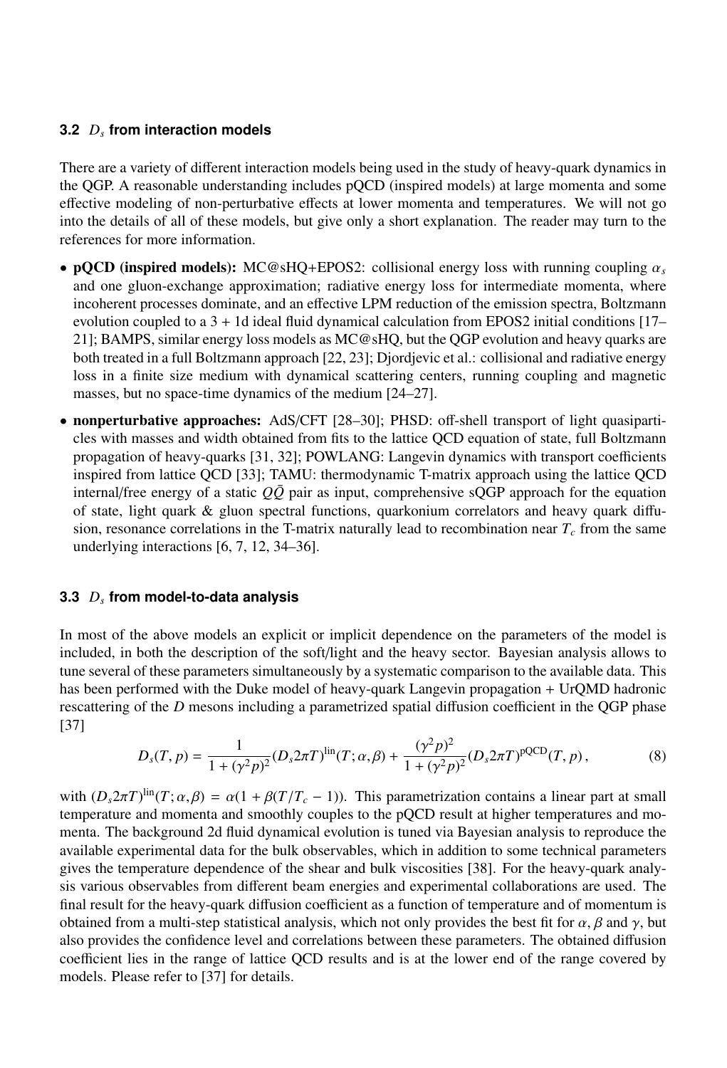### 3.2 $D_s$ from interaction models

There are a variety of different interaction models being used in the study of heavy-quark dynamics in the QGP. A reasonable understanding includes pQCD (inspired models) at large momenta and some effective modeling of non-perturbative effects at lower momenta and temperatures. We will not go into the details of all of these models, but give only a short explanation. The reader may turn to the references for more information.

- **pQCD (inspired models):** MC@sHQ+EPOS2: collisional energy loss with running coupling $\alpha_s$ and one gluon-exchange approximation; radiative energy loss for intermediate momenta, where incoherent processes dominate, and an effective LPM reduction of the emission spectra, Boltzmann evolution coupled to a 3 + 1d ideal fluid dynamical calculation from EPOS2 initial conditions [17–21]; BAMPS, similar energy loss models as MC@sHQ, but the QGP evolution and heavy quarks are both treated in a full Boltzmann approach [22, 23]; Djordjevic et al.: collisional and radiative energy loss in a finite size medium with dynamical scattering centers, running coupling and magnetic masses, but no space-time dynamics of the medium [24–27].
- **nonperturbative approaches:** AdS/CFT [28–30]; PHSD: off-shell transport of light quasiparticles with masses and width obtained from fits to the lattice QCD equation of state, full Boltzmann propagation of heavy-quarks [31, 32]; POWLANG: Langevin dynamics with transport coefficients inspired from lattice QCD [33]; TAMU: thermodynamic T-matrix approach using the lattice QCD internal/free energy of a static $Q\bar{Q}$ pair as input, comprehensive sQGP approach for the equation of state, light quark & gluon spectral functions, quarkonium correlators and heavy quark diffusion, resonance correlations in the T-matrix naturally lead to recombination near $T_c$ from the same underlying interactions [6, 7, 12, 34–36].

### 3.3 $D_s$ from model-to-data analysis

In most of the above models an explicit or implicit dependence on the parameters of the model is included, in both the description of the soft/light and the heavy sector. Bayesian analysis allows to tune several of these parameters simultaneously by a systematic comparison to the available data. This has been performed with the Duke model of heavy-quark Langevin propagation + UrQMD hadronic rescattering of the $D$ mesons including a parametrized spatial diffusion coefficient in the QGP phase [37]

$$D_s(T,p) = \frac{1}{1+(\gamma^2 p)^2}(D_s 2\pi T)^{\mathrm{lin}}(T;\alpha,\beta) + \frac{(\gamma^2 p)^2}{1+(\gamma^2 p)^2}(D_s 2\pi T)^{\mathrm{pQCD}}(T,p)\,, \tag{8}$$

with $(D_s 2\pi T)^{\mathrm{lin}}(T;\alpha,\beta) = \alpha(1+\beta(T/T_c-1))$. This parametrization contains a linear part at small temperature and momenta and smoothly couples to the pQCD result at higher temperatures and momenta. The background 2d fluid dynamical evolution is tuned via Bayesian analysis to reproduce the available experimental data for the bulk observables, which in addition to some technical parameters gives the temperature dependence of the shear and bulk viscosities [38]. For the heavy-quark analysis various observables from different beam energies and experimental collaborations are used. The final result for the heavy-quark diffusion coefficient as a function of temperature and of momentum is obtained from a multi-step statistical analysis, which not only provides the best fit for $\alpha$, $\beta$ and $\gamma$, but also provides the confidence level and correlations between these parameters. The obtained diffusion coefficient lies in the range of lattice QCD results and is at the lower end of the range covered by models. Please refer to [37] for details.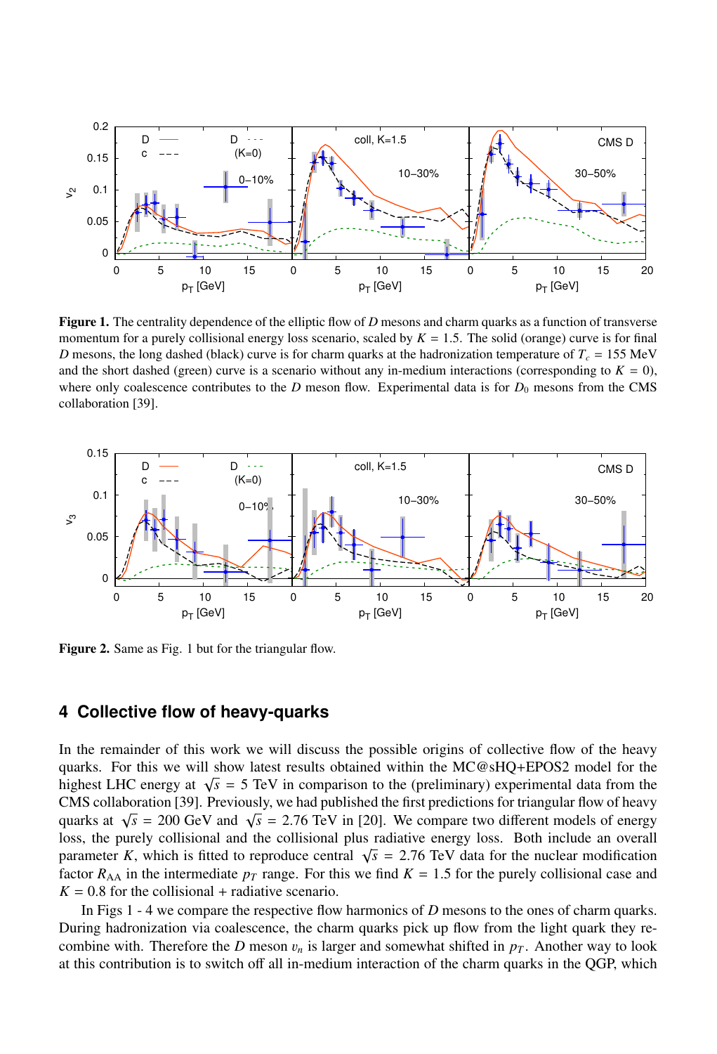**Figure 1.** The centrality dependence of the elliptic flow of $D$ mesons and charm quarks as a function of transverse momentum for a purely collisional energy loss scenario, scaled by $K = 1.5$. The solid (orange) curve is for final $D$ mesons, the long dashed (black) curve is for charm quarks at the hadronization temperature of $T_c = 155$ MeV and the short dashed (green) curve is a scenario without any in-medium interactions (corresponding to $K = 0$), where only coalescence contributes to the $D$ meson flow. Experimental data is for $D_0$ mesons from the CMS collaboration [39].

**Figure 2.** Same as Fig. 1 but for the triangular flow.

## 4 Collective flow of heavy-quarks

In the remainder of this work we will discuss the possible origins of collective flow of the heavy quarks. For this we will show latest results obtained within the MC@sHQ+EPOS2 model for the highest LHC energy at $\sqrt{s} = 5$ TeV in comparison to the (preliminary) experimental data from the CMS collaboration [39]. Previously, we had published the first predictions for triangular flow of heavy quarks at $\sqrt{s} = 200$ GeV and $\sqrt{s} = 2.76$ TeV in [20]. We compare two different models of energy loss, the purely collisional and the collisional plus radiative energy loss. Both include an overall parameter $K$, which is fitted to reproduce central $\sqrt{s} = 2.76$ TeV data for the nuclear modification factor $R_{AA}$ in the intermediate $p_T$ range. For this we find $K = 1.5$ for the purely collisional case and $K = 0.8$ for the collisional + radiative scenario.

In Figs 1 - 4 we compare the respective flow harmonics of $D$ mesons to the ones of charm quarks. During hadronization via coalescence, the charm quarks pick up flow from the light quark they recombine with. Therefore the $D$ meson $v_n$ is larger and somewhat shifted in $p_T$. Another way to look at this contribution is to switch off all in-medium interaction of the charm quarks in the QGP, which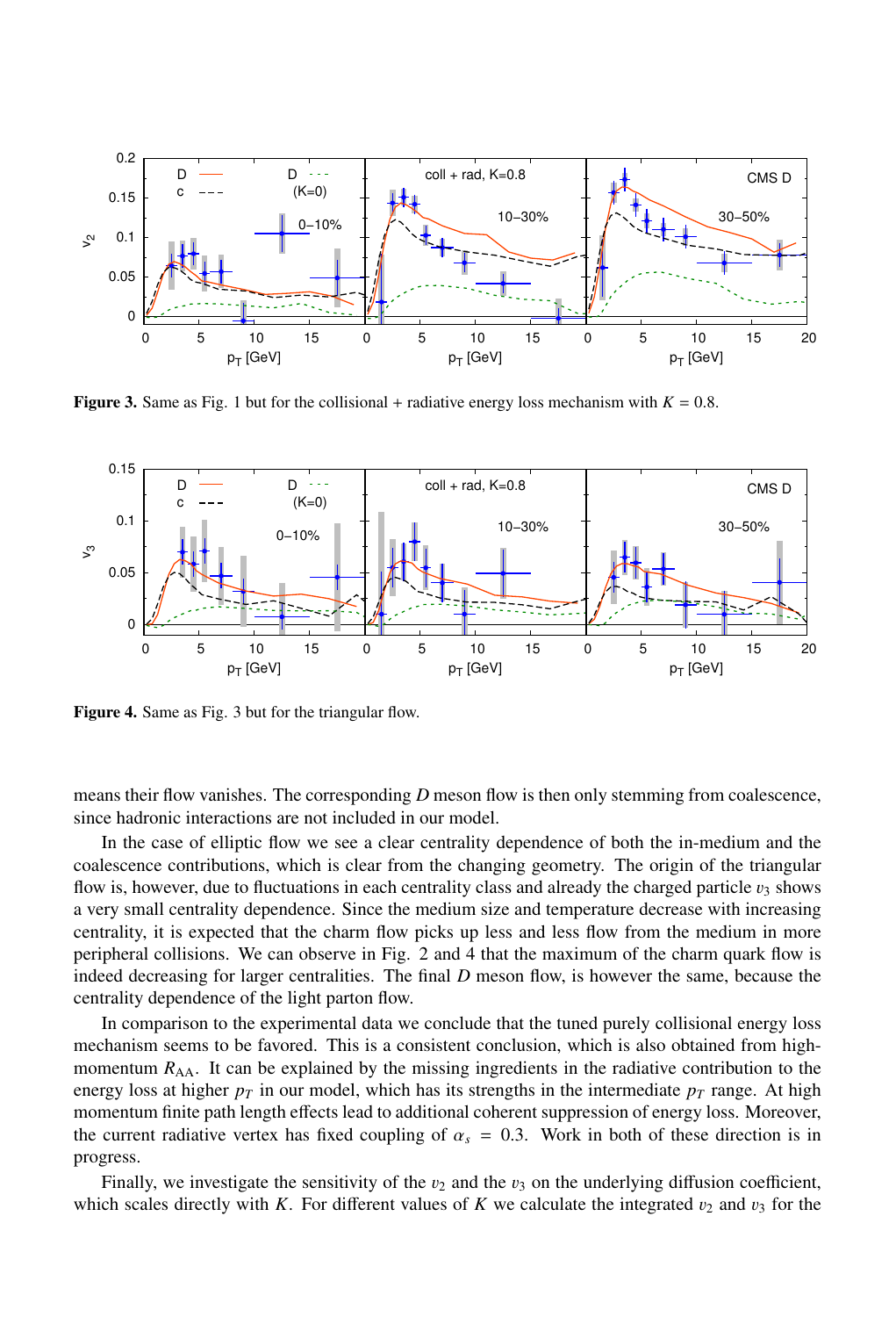**Figure 3.** Same as Fig. 1 but for the collisional + radiative energy loss mechanism with $K = 0.8$.

**Figure 4.** Same as Fig. 3 but for the triangular flow.

means their flow vanishes. The corresponding $D$ meson flow is then only stemming from coalescence, since hadronic interactions are not included in our model.

In the case of elliptic flow we see a clear centrality dependence of both the in-medium and the coalescence contributions, which is clear from the changing geometry. The origin of the triangular flow is, however, due to fluctuations in each centrality class and already the charged particle $v_3$ shows a very small centrality dependence. Since the medium size and temperature decrease with increasing centrality, it is expected that the charm flow picks up less and less flow from the medium in more peripheral collisions. We can observe in Fig. 2 and 4 that the maximum of the charm quark flow is indeed decreasing for larger centralities. The final $D$ meson flow, is however the same, because the centrality dependence of the light parton flow.

In comparison to the experimental data we conclude that the tuned purely collisional energy loss mechanism seems to be favored. This is a consistent conclusion, which is also obtained from high-momentum $R_{AA}$. It can be explained by the missing ingredients in the radiative contribution to the energy loss at higher $p_T$ in our model, which has its strengths in the intermediate $p_T$ range. At high momentum finite path length effects lead to additional coherent suppression of energy loss. Moreover, the current radiative vertex has fixed coupling of $\alpha_s = 0.3$. Work in both of these direction is in progress.

Finally, we investigate the sensitivity of the $v_2$ and the $v_3$ on the underlying diffusion coefficient, which scales directly with $K$. For different values of $K$ we calculate the integrated $v_2$ and $v_3$ for the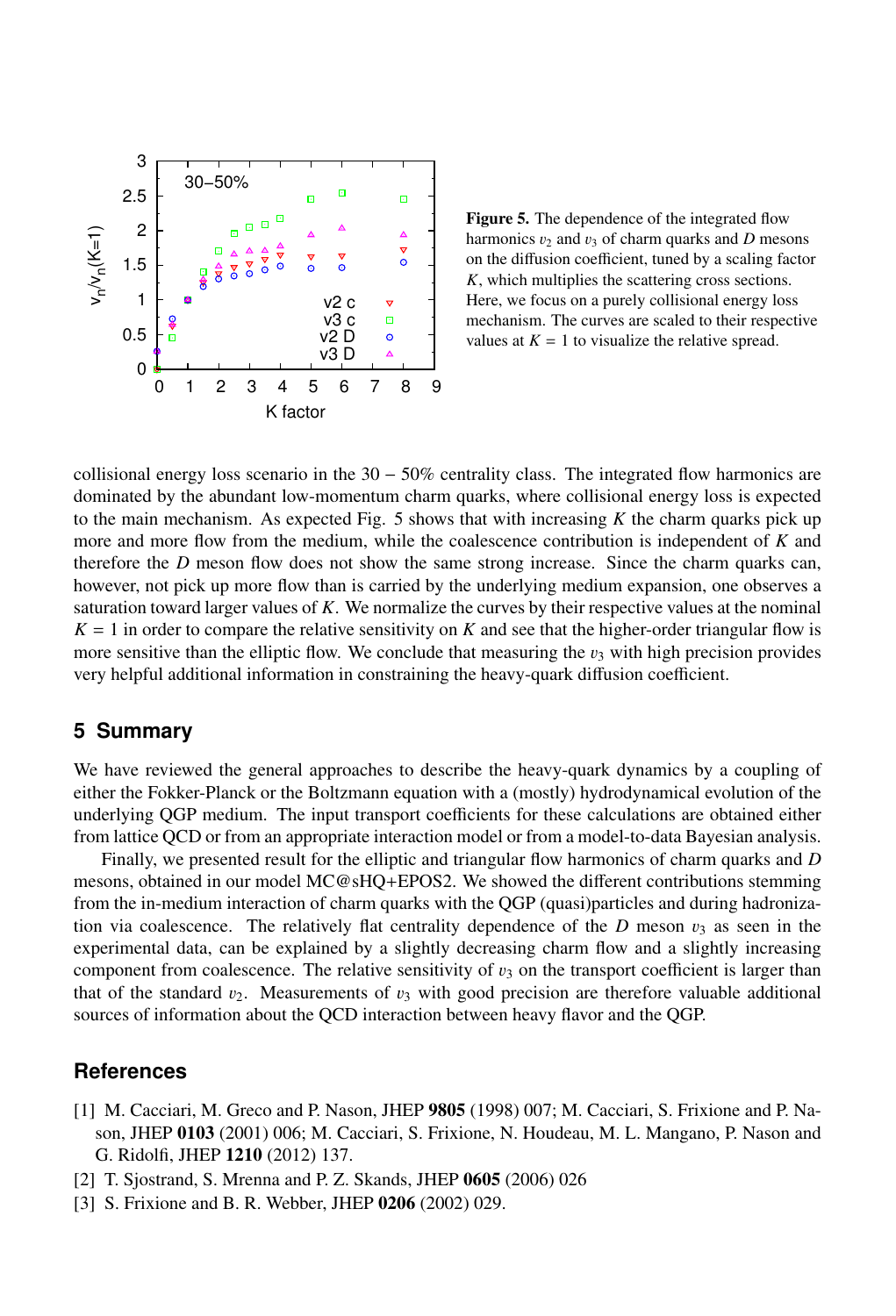**Figure 5.** The dependence of the integrated flow harmonics $v_2$ and $v_3$ of charm quarks and $D$ mesons on the diffusion coefficient, tuned by a scaling factor $K$, which multiplies the scattering cross sections. Here, we focus on a purely collisional energy loss mechanism. The curves are scaled to their respective values at $K = 1$ to visualize the relative spread.

collisional energy loss scenario in the 30 − 50% centrality class. The integrated flow harmonics are dominated by the abundant low-momentum charm quarks, where collisional energy loss is expected to the main mechanism. As expected Fig. 5 shows that with increasing $K$ the charm quarks pick up more and more flow from the medium, while the coalescence contribution is independent of $K$ and therefore the $D$ meson flow does not show the same strong increase. Since the charm quarks can, however, not pick up more flow than is carried by the underlying medium expansion, one observes a saturation toward larger values of $K$. We normalize the curves by their respective values at the nominal $K = 1$ in order to compare the relative sensitivity on $K$ and see that the higher-order triangular flow is more sensitive than the elliptic flow. We conclude that measuring the $v_3$ with high precision provides very helpful additional information in constraining the heavy-quark diffusion coefficient.

## 5 Summary

We have reviewed the general approaches to describe the heavy-quark dynamics by a coupling of either the Fokker-Planck or the Boltzmann equation with a (mostly) hydrodynamical evolution of the underlying QGP medium. The input transport coefficients for these calculations are obtained either from lattice QCD or from an appropriate interaction model or from a model-to-data Bayesian analysis.

Finally, we presented result for the elliptic and triangular flow harmonics of charm quarks and $D$ mesons, obtained in our model MC@sHQ+EPOS2. We showed the different contributions stemming from the in-medium interaction of charm quarks with the QGP (quasi)particles and during hadronization via coalescence. The relatively flat centrality dependence of the $D$ meson $v_3$ as seen in the experimental data, can be explained by a slightly decreasing charm flow and a slightly increasing component from coalescence. The relative sensitivity of $v_3$ on the transport coefficient is larger than that of the standard $v_2$. Measurements of $v_3$ with good precision are therefore valuable additional sources of information about the QCD interaction between heavy flavor and the QGP.

## References

[1] M. Cacciari, M. Greco and P. Nason, JHEP **9805** (1998) 007; M. Cacciari, S. Frixione and P. Nason, JHEP **0103** (2001) 006; M. Cacciari, S. Frixione, N. Houdeau, M. L. Mangano, P. Nason and G. Ridolfi, JHEP **1210** (2012) 137.

[2] T. Sjostrand, S. Mrenna and P. Z. Skands, JHEP **0605** (2006) 026

[3] S. Frixione and B. R. Webber, JHEP **0206** (2002) 029.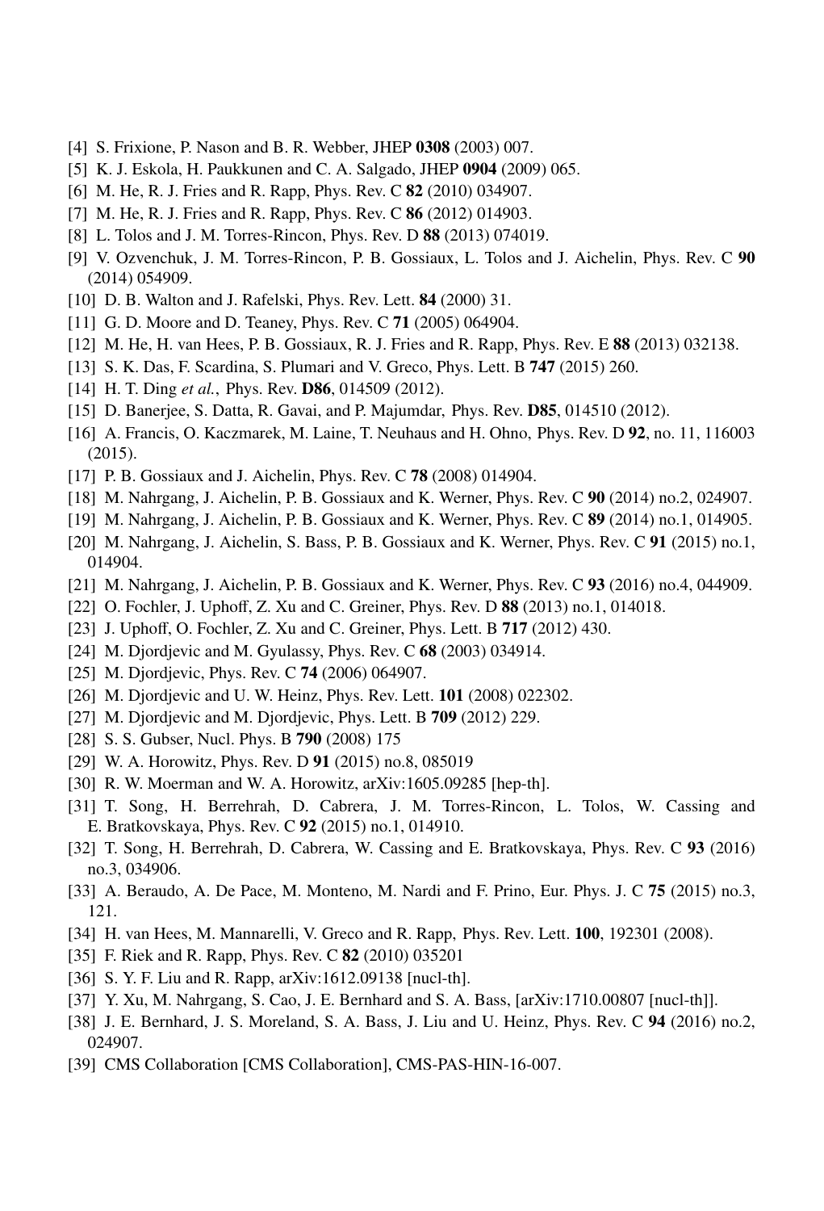[4] S. Frixione, P. Nason and B. R. Webber, JHEP **0308** (2003) 007.

[5] K. J. Eskola, H. Paukkunen and C. A. Salgado, JHEP **0904** (2009) 065.

[6] M. He, R. J. Fries and R. Rapp, Phys. Rev. C **82** (2010) 034907.

[7] M. He, R. J. Fries and R. Rapp, Phys. Rev. C **86** (2012) 014903.

[8] L. Tolos and J. M. Torres-Rincon, Phys. Rev. D **88** (2013) 074019.

[9] V. Ozvenchuk, J. M. Torres-Rincon, P. B. Gossiaux, L. Tolos and J. Aichelin, Phys. Rev. C **90** (2014) 054909.

[10] D. B. Walton and J. Rafelski, Phys. Rev. Lett. **84** (2000) 31.

[11] G. D. Moore and D. Teaney, Phys. Rev. C **71** (2005) 064904.

[12] M. He, H. van Hees, P. B. Gossiaux, R. J. Fries and R. Rapp, Phys. Rev. E **88** (2013) 032138.

[13] S. K. Das, F. Scardina, S. Plumari and V. Greco, Phys. Lett. B **747** (2015) 260.

[14] H. T. Ding *et al.*, Phys. Rev. **D86**, 014509 (2012).

[15] D. Banerjee, S. Datta, R. Gavai, and P. Majumdar, Phys. Rev. **D85**, 014510 (2012).

[16] A. Francis, O. Kaczmarek, M. Laine, T. Neuhaus and H. Ohno, Phys. Rev. D **92**, no. 11, 116003 (2015).

[17] P. B. Gossiaux and J. Aichelin, Phys. Rev. C **78** (2008) 014904.

[18] M. Nahrgang, J. Aichelin, P. B. Gossiaux and K. Werner, Phys. Rev. C **90** (2014) no.2, 024907.

[19] M. Nahrgang, J. Aichelin, P. B. Gossiaux and K. Werner, Phys. Rev. C **89** (2014) no.1, 014905.

[20] M. Nahrgang, J. Aichelin, S. Bass, P. B. Gossiaux and K. Werner, Phys. Rev. C **91** (2015) no.1, 014904.

[21] M. Nahrgang, J. Aichelin, P. B. Gossiaux and K. Werner, Phys. Rev. C **93** (2016) no.4, 044909.

[22] O. Fochler, J. Uphoff, Z. Xu and C. Greiner, Phys. Rev. D **88** (2013) no.1, 014018.

[23] J. Uphoff, O. Fochler, Z. Xu and C. Greiner, Phys. Lett. B **717** (2012) 430.

[24] M. Djordjevic and M. Gyulassy, Phys. Rev. C **68** (2003) 034914.

[25] M. Djordjevic, Phys. Rev. C **74** (2006) 064907.

[26] M. Djordjevic and U. W. Heinz, Phys. Rev. Lett. **101** (2008) 022302.

[27] M. Djordjevic and M. Djordjevic, Phys. Lett. B **709** (2012) 229.

[28] S. S. Gubser, Nucl. Phys. B **790** (2008) 175

[29] W. A. Horowitz, Phys. Rev. D **91** (2015) no.8, 085019

[30] R. W. Moerman and W. A. Horowitz, arXiv:1605.09285 [hep-th].

[31] T. Song, H. Berrehrah, D. Cabrera, J. M. Torres-Rincon, L. Tolos, W. Cassing and E. Bratkovskaya, Phys. Rev. C **92** (2015) no.1, 014910.

[32] T. Song, H. Berrehrah, D. Cabrera, W. Cassing and E. Bratkovskaya, Phys. Rev. C **93** (2016) no.3, 034906.

[33] A. Beraudo, A. De Pace, M. Monteno, M. Nardi and F. Prino, Eur. Phys. J. C **75** (2015) no.3, 121.

[34] H. van Hees, M. Mannarelli, V. Greco and R. Rapp, Phys. Rev. Lett. **100**, 192301 (2008).

[35] F. Riek and R. Rapp, Phys. Rev. C **82** (2010) 035201

[36] S. Y. F. Liu and R. Rapp, arXiv:1612.09138 [nucl-th].

[37] Y. Xu, M. Nahrgang, S. Cao, J. E. Bernhard and S. A. Bass, [arXiv:1710.00807 [nucl-th]].

[38] J. E. Bernhard, J. S. Moreland, S. A. Bass, J. Liu and U. Heinz, Phys. Rev. C **94** (2016) no.2, 024907.

[39] CMS Collaboration [CMS Collaboration], CMS-PAS-HIN-16-007.